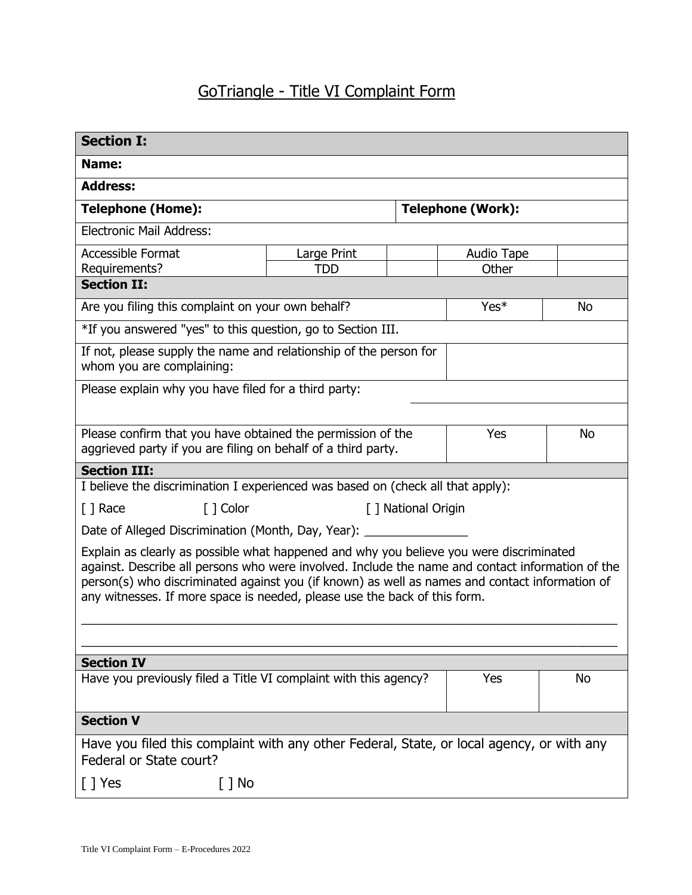# GoTriangle - Title VI Complaint Form

| **Section I:** | | | | |
|---|---|---|---|---|
| **Name:** | | | | |
| **Address:** | | | | |
| **Telephone (Home):** | | | **Telephone (Work):** | |
| Electronic Mail Address: | | | | |
| Accessible Format Requirements? | Large Print | | Audio Tape | |
| | TDD | | Other | |

| **Section II:** | | |
|---|---|---|
| Are you filing this complaint on your own behalf? | Yes* | No |
| *If you answered "yes" to this question, go to Section III. | | |
| If not, please supply the name and relationship of the person for whom you are complaining: | | |
| Please explain why you have filed for a third party: | | |
| Please confirm that you have obtained the permission of the aggrieved party if you are filing on behalf of a third party. | Yes | No |

**Section III:**

I believe the discrimination I experienced was based on (check all that apply):

[ ] Race [ ] Color [ ] National Origin

Date of Alleged Discrimination (Month, Day, Year): _______________

Explain as clearly as possible what happened and why you believe you were discriminated against. Describe all persons who were involved. Include the name and contact information of the person(s) who discriminated against you (if known) as well as names and contact information of any witnesses. If more space is needed, please use the back of this form.

_______________________________________________________________________________

_______________________________________________________________________________

| **Section IV** | | |
|---|---|---|
| Have you previously filed a Title VI complaint with this agency? | Yes | No |

**Section V**

Have you filed this complaint with any other Federal, State, or local agency, or with any Federal or State court?

[ ] Yes [ ] No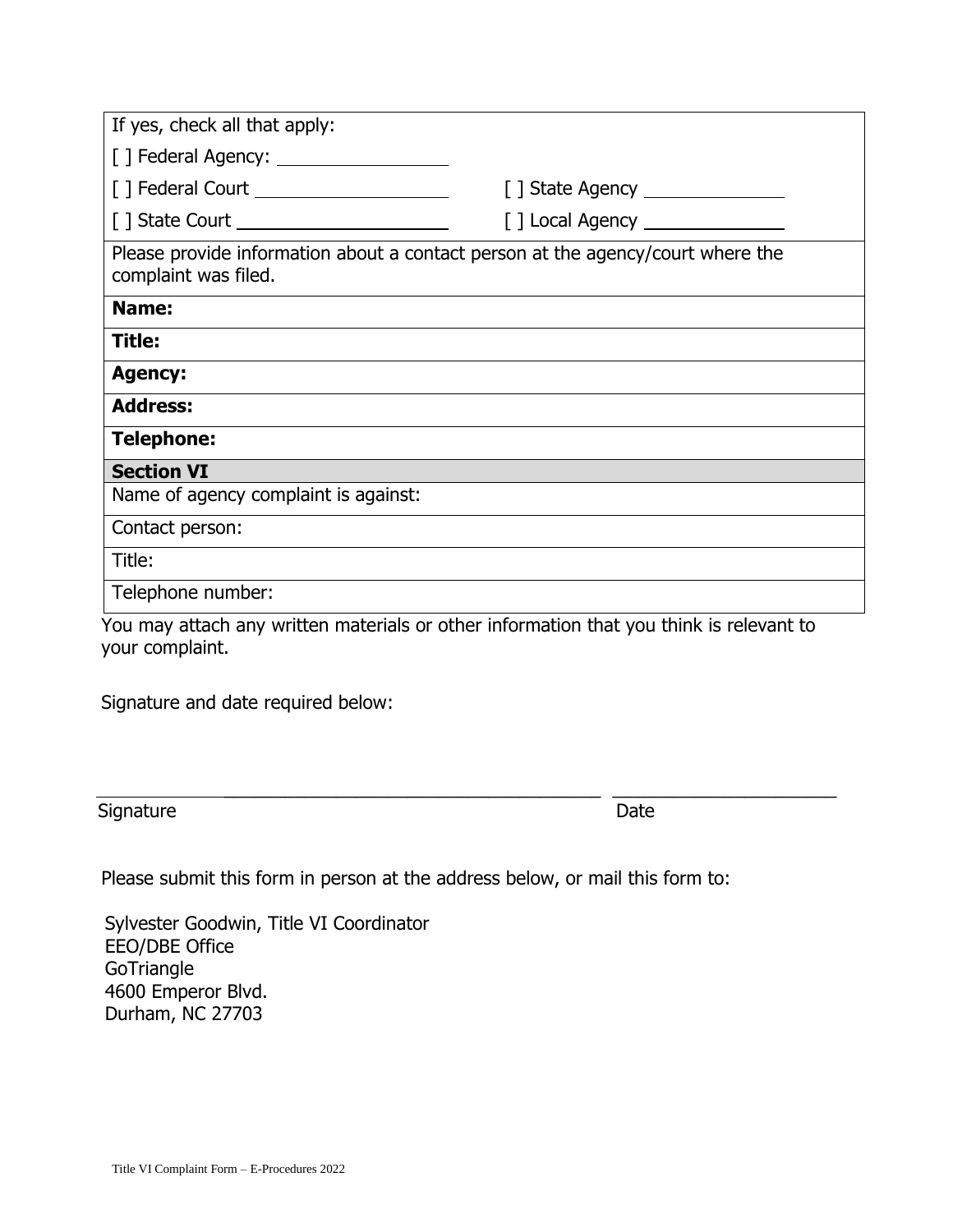| If yes, check all that apply: | |
|---|---|
| [ ] Federal Agency: ________________ | |
| [ ] Federal Court ________________ | [ ] State Agency ______________ |
| [ ] State Court ________________ | [ ] Local Agency ______________ |
| Please provide information about a contact person at the agency/court where the complaint was filed. | |
| **Name:** | |
| **Title:** | |
| **Agency:** | |
| **Address:** | |
| **Telephone:** | |

| **Section VI** |
|---|
| Name of agency complaint is against: |
| Contact person: |
| Title: |
| Telephone number: |

You may attach any written materials or other information that you think is relevant to your complaint.

Signature and date required below:

_______________________________________________ ______________________

Signature Date

Please submit this form in person at the address below, or mail this form to:

Sylvester Goodwin, Title VI Coordinator
EEO/DBE Office
GoTriangle
4600 Emperor Blvd.
Durham, NC 27703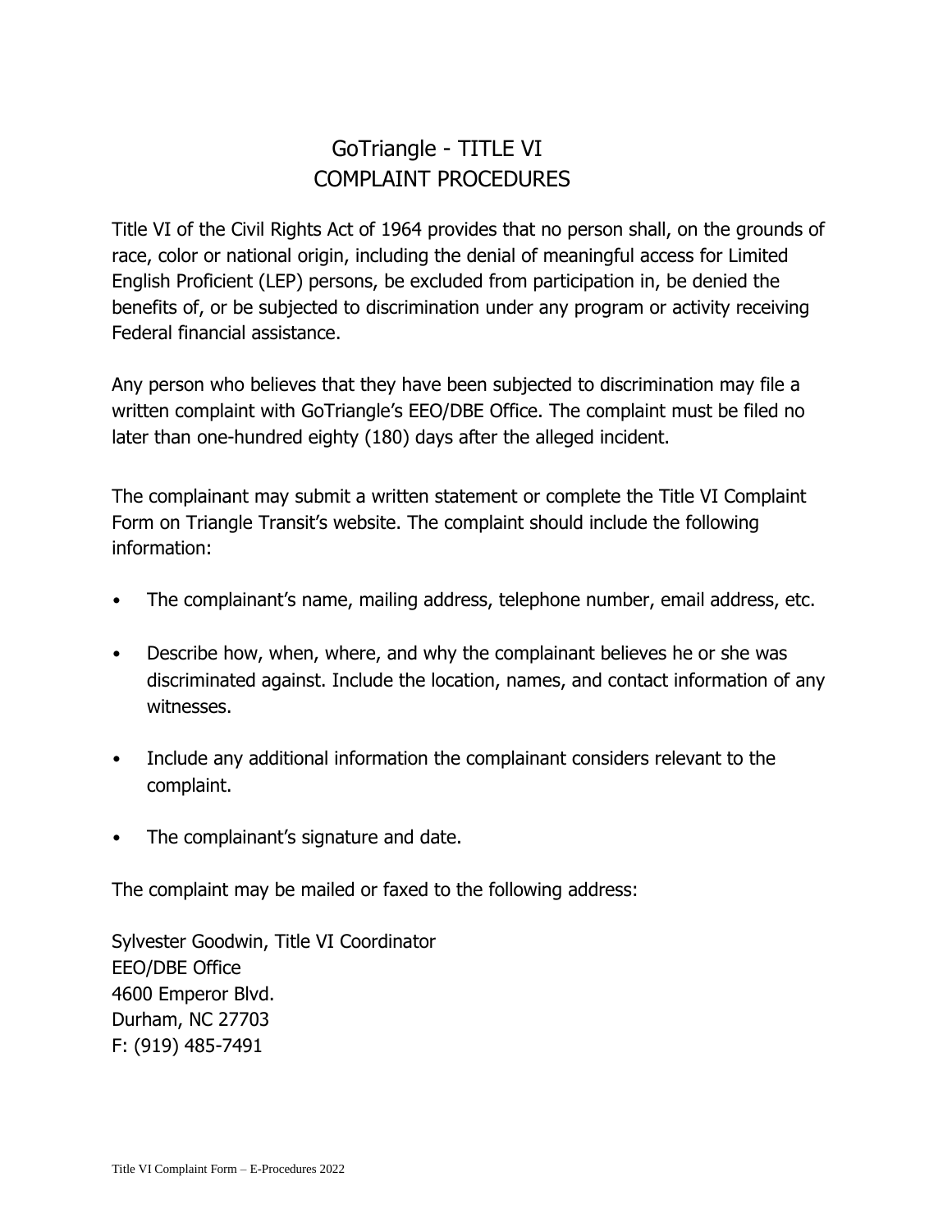# GoTriangle - TITLE VI COMPLAINT PROCEDURES

Title VI of the Civil Rights Act of 1964 provides that no person shall, on the grounds of race, color or national origin, including the denial of meaningful access for Limited English Proficient (LEP) persons, be excluded from participation in, be denied the benefits of, or be subjected to discrimination under any program or activity receiving Federal financial assistance.

Any person who believes that they have been subjected to discrimination may file a written complaint with GoTriangle's EEO/DBE Office. The complaint must be filed no later than one-hundred eighty (180) days after the alleged incident.

The complainant may submit a written statement or complete the Title VI Complaint Form on Triangle Transit's website. The complaint should include the following information:

- The complainant's name, mailing address, telephone number, email address, etc.
- Describe how, when, where, and why the complainant believes he or she was discriminated against. Include the location, names, and contact information of any witnesses.
- Include any additional information the complainant considers relevant to the complaint.
- The complainant's signature and date.

The complaint may be mailed or faxed to the following address:

Sylvester Goodwin, Title VI Coordinator
EEO/DBE Office
4600 Emperor Blvd.
Durham, NC 27703
F: (919) 485-7491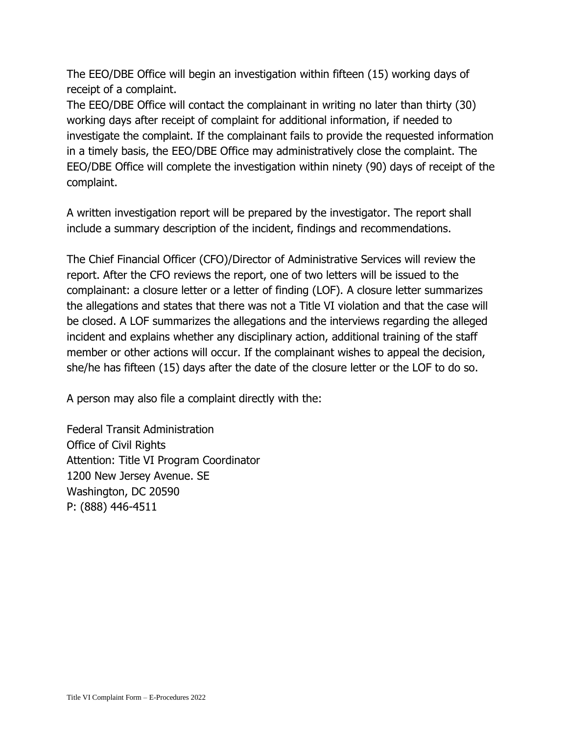The EEO/DBE Office will begin an investigation within fifteen (15) working days of receipt of a complaint.
The EEO/DBE Office will contact the complainant in writing no later than thirty (30) working days after receipt of complaint for additional information, if needed to investigate the complaint. If the complainant fails to provide the requested information in a timely basis, the EEO/DBE Office may administratively close the complaint. The EEO/DBE Office will complete the investigation within ninety (90) days of receipt of the complaint.

A written investigation report will be prepared by the investigator. The report shall include a summary description of the incident, findings and recommendations.

The Chief Financial Officer (CFO)/Director of Administrative Services will review the report. After the CFO reviews the report, one of two letters will be issued to the complainant: a closure letter or a letter of finding (LOF). A closure letter summarizes the allegations and states that there was not a Title VI violation and that the case will be closed. A LOF summarizes the allegations and the interviews regarding the alleged incident and explains whether any disciplinary action, additional training of the staff member or other actions will occur. If the complainant wishes to appeal the decision, she/he has fifteen (15) days after the date of the closure letter or the LOF to do so.

A person may also file a complaint directly with the:

Federal Transit Administration
Office of Civil Rights
Attention: Title VI Program Coordinator
1200 New Jersey Avenue. SE
Washington, DC 20590
P: (888) 446-4511